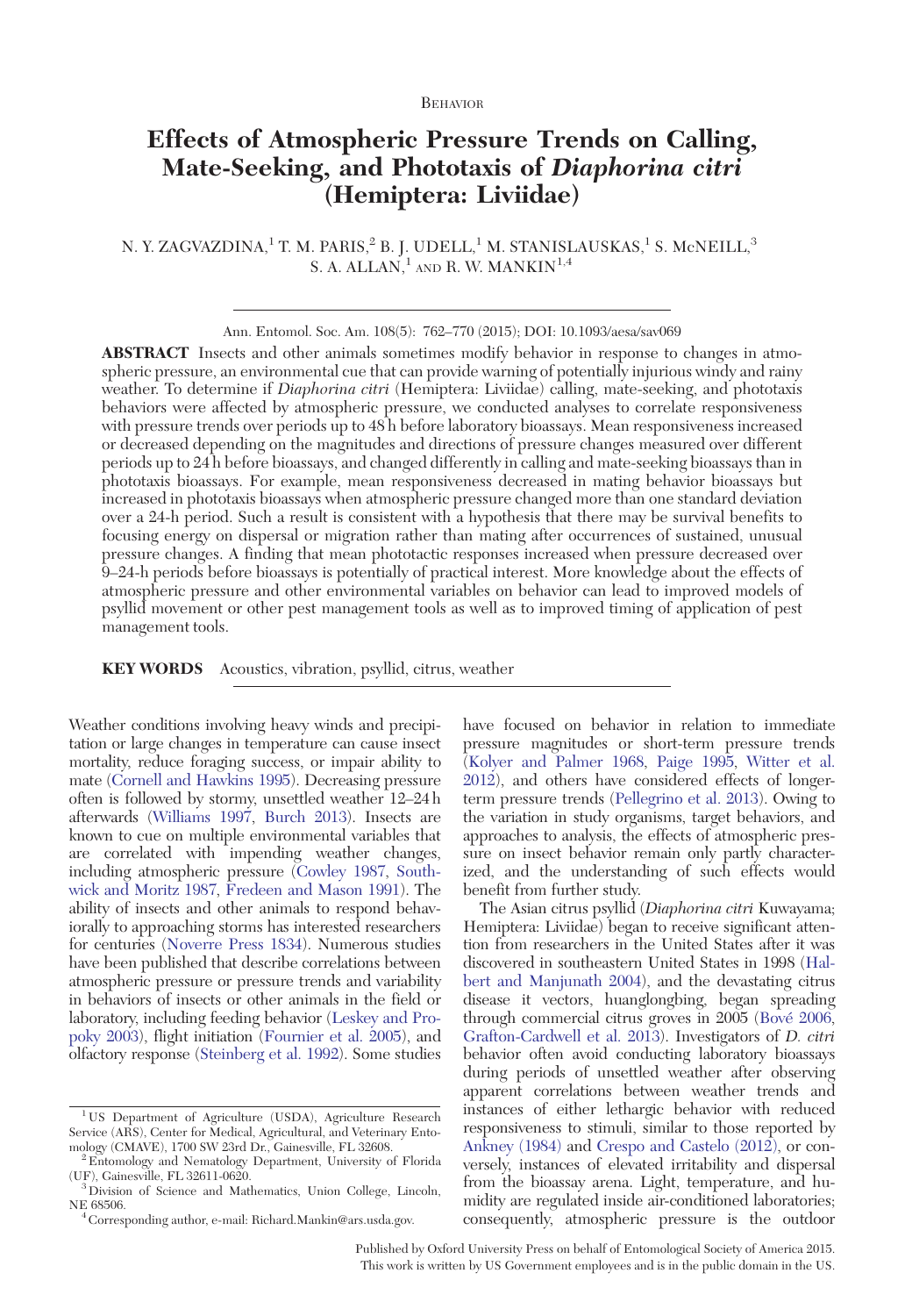Behavior

# Effects of Atmospheric Pressure Trends on Calling, Mate-Seeking, and Phototaxis of *Diaphorina citri* (Hemiptera: Liviidae)

N. Y. ZAGVAZDINA,[1] T. M. PARIS,[2] B. J. UDELL,[1] M. STANISLAUSKAS,[1] S. McNEILL,[3] S. A. ALLAN,[1] AND R. W. MANKIN[1,4]

Ann. Entomol. Soc. Am. 108(5): 762–770 (2015); DOI: 10.1093/aesa/sav069

**ABSTRACT** Insects and other animals sometimes modify behavior in response to changes in atmospheric pressure, an environmental cue that can provide warning of potentially injurious windy and rainy weather. To determine if *Diaphorina citri* (Hemiptera: Liviidae) calling, mate-seeking, and phototaxis behaviors were affected by atmospheric pressure, we conducted analyses to correlate responsiveness with pressure trends over periods up to 48 h before laboratory bioassays. Mean responsiveness increased or decreased depending on the magnitudes and directions of pressure changes measured over different periods up to 24 h before bioassays, and changed differently in calling and mate-seeking bioassays than in phototaxis bioassays. For example, mean responsiveness decreased in mating behavior bioassays but increased in phototaxis bioassays when atmospheric pressure changed more than one standard deviation over a 24-h period. Such a result is consistent with a hypothesis that there may be survival benefits to focusing energy on dispersal or migration rather than mating after occurrences of sustained, unusual pressure changes. A finding that mean phototactic responses increased when pressure decreased over 9–24-h periods before bioassays is potentially of practical interest. More knowledge about the effects of atmospheric pressure and other environmental variables on behavior can lead to improved models of psyllid movement or other pest management tools as well as to improved timing of application of pest management tools.

**KEY WORDS** Acoustics, vibration, psyllid, citrus, weather

Weather conditions involving heavy winds and precipitation or large changes in temperature can cause insect mortality, reduce foraging success, or impair ability to mate (Cornell and Hawkins 1995). Decreasing pressure often is followed by stormy, unsettled weather 12–24 h afterwards (Williams 1997, Burch 2013). Insects are known to cue on multiple environmental variables that are correlated with impending weather changes, including atmospheric pressure (Cowley 1987, Southwick and Moritz 1987, Fredeen and Mason 1991). The ability of insects and other animals to respond behaviorally to approaching storms has interested researchers for centuries (Noverre Press 1834). Numerous studies have been published that describe correlations between atmospheric pressure or pressure trends and variability in behaviors of insects or other animals in the field or laboratory, including feeding behavior (Leskey and Prokopy 2003), flight initiation (Fournier et al. 2005), and olfactory response (Steinberg et al. 1992). Some studies have focused on behavior in relation to immediate pressure magnitudes or short-term pressure trends (Kolyer and Palmer 1968, Paige 1995, Witter et al. 2012), and others have considered effects of longer-term pressure trends (Pellegrino et al. 2013). Owing to the variation in study organisms, target behaviors, and approaches to analysis, the effects of atmospheric pressure on insect behavior remain only partly characterized, and the understanding of such effects would benefit from further study.

The Asian citrus psyllid (*Diaphorina citri* Kuwayama; Hemiptera: Liviidae) began to receive significant attention from researchers in the United States after it was discovered in southeastern United States in 1998 (Halbert and Manjunath 2004), and the devastating citrus disease it vectors, huanglongbing, began spreading through commercial citrus groves in 2005 (Bové 2006, Grafton-Cardwell et al. 2013). Investigators of *D. citri* behavior often avoid conducting laboratory bioassays during periods of unsettled weather after observing apparent correlations between weather trends and instances of either lethargic behavior with reduced responsiveness to stimuli, similar to those reported by Ankney (1984) and Crespo and Castelo (2012), or conversely, instances of elevated irritability and dispersal from the bioassay arena. Light, temperature, and humidity are regulated inside air-conditioned laboratories; consequently, atmospheric pressure is the outdoor

[1] US Department of Agriculture (USDA), Agriculture Research Service (ARS), Center for Medical, Agricultural, and Veterinary Entomology (CMAVE), 1700 SW 23rd Dr., Gainesville, FL 32608.

[2] Entomology and Nematology Department, University of Florida (UF), Gainesville, FL 32611-0620.

[3] Division of Science and Mathematics, Union College, Lincoln, NE 68506.

[4] Corresponding author, e-mail: Richard.Mankin@ars.usda.gov.

Published by Oxford University Press on behalf of Entomological Society of America 2015.
This work is written by US Government employees and is in the public domain in the US.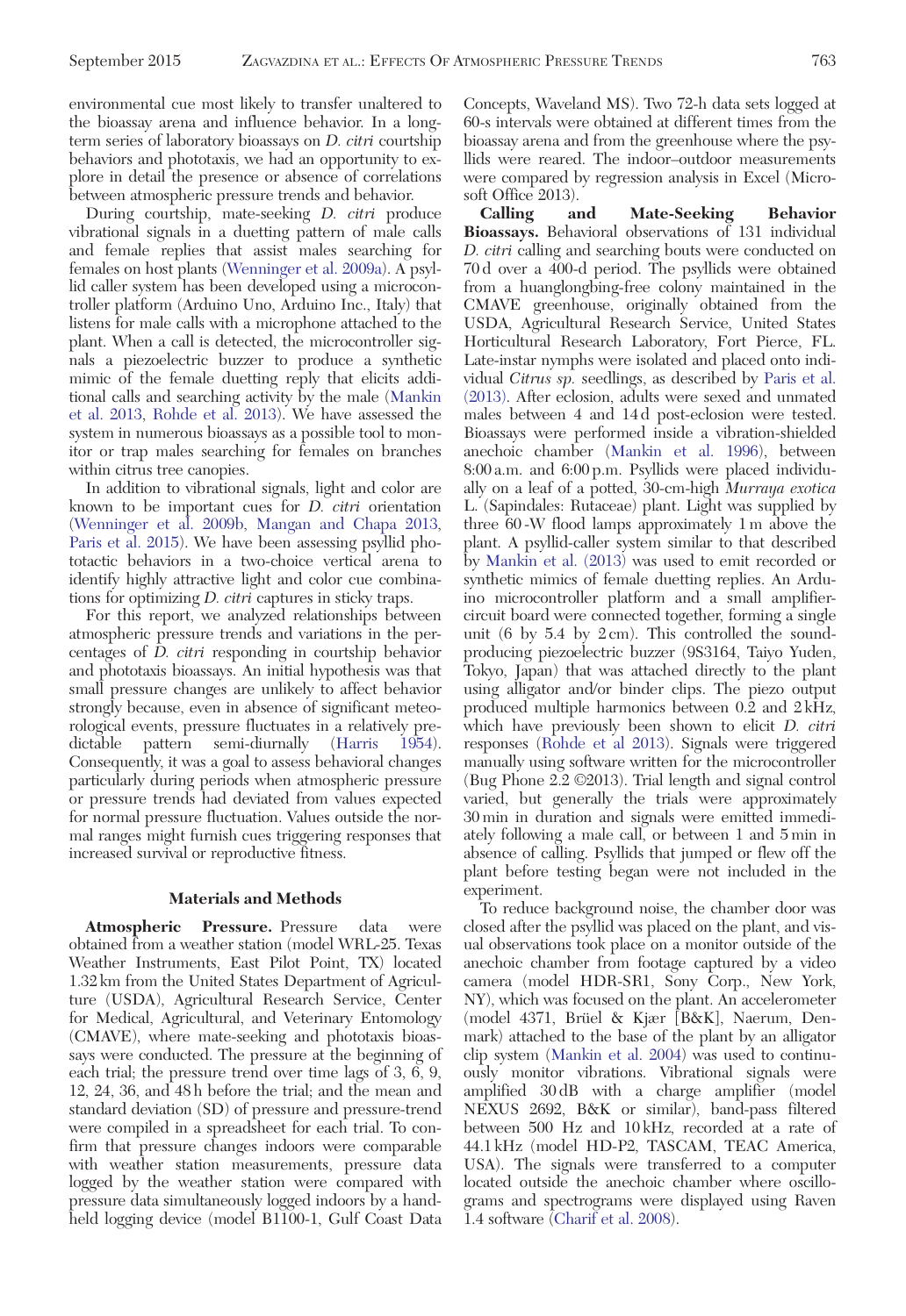environmental cue most likely to transfer unaltered to the bioassay arena and influence behavior. In a long-term series of laboratory bioassays on *D. citri* courtship behaviors and phototaxis, we had an opportunity to explore in detail the presence or absence of correlations between atmospheric pressure trends and behavior.

During courtship, mate-seeking *D. citri* produce vibrational signals in a duetting pattern of male calls and female replies that assist males searching for females on host plants (Wenninger et al. 2009a). A psyllid caller system has been developed using a microcontroller platform (Arduino Uno, Arduino Inc., Italy) that listens for male calls with a microphone attached to the plant. When a call is detected, the microcontroller signals a piezoelectric buzzer to produce a synthetic mimic of the female duetting reply that elicits additional calls and searching activity by the male (Mankin et al. 2013, Rohde et al. 2013). We have assessed the system in numerous bioassays as a possible tool to monitor or trap males searching for females on branches within citrus tree canopies.

In addition to vibrational signals, light and color are known to be important cues for *D. citri* orientation (Wenninger et al. 2009b, Mangan and Chapa 2013, Paris et al. 2015). We have been assessing psyllid phototactic behaviors in a two-choice vertical arena to identify highly attractive light and color cue combinations for optimizing *D. citri* captures in sticky traps.

For this report, we analyzed relationships between atmospheric pressure trends and variations in the percentages of *D. citri* responding in courtship behavior and phototaxis bioassays. An initial hypothesis was that small pressure changes are unlikely to affect behavior strongly because, even in absence of significant meteorological events, pressure fluctuates in a relatively predictable pattern semi-diurnally (Harris 1954). Consequently, it was a goal to assess behavioral changes particularly during periods when atmospheric pressure or pressure trends had deviated from values expected for normal pressure fluctuation. Values outside the normal ranges might furnish cues triggering responses that increased survival or reproductive fitness.

## Materials and Methods

**Atmospheric Pressure.** Pressure data were obtained from a weather station (model WRL-25. Texas Weather Instruments, East Pilot Point, TX) located 1.32 km from the United States Department of Agriculture (USDA), Agricultural Research Service, Center for Medical, Agricultural, and Veterinary Entomology (CMAVE), where mate-seeking and phototaxis bioassays were conducted. The pressure at the beginning of each trial; the pressure trend over time lags of 3, 6, 9, 12, 24, 36, and 48 h before the trial; and the mean and standard deviation (SD) of pressure and pressure-trend were compiled in a spreadsheet for each trial. To confirm that pressure changes indoors were comparable with weather station measurements, pressure data logged by the weather station were compared with pressure data simultaneously logged indoors by a handheld logging device (model B1100-1, Gulf Coast Data Concepts, Waveland MS). Two 72-h data sets logged at 60-s intervals were obtained at different times from the bioassay arena and from the greenhouse where the psyllids were reared. The indoor–outdoor measurements were compared by regression analysis in Excel (Microsoft Office 2013).

**Calling and Mate-Seeking Behavior Bioassays.** Behavioral observations of 131 individual *D. citri* calling and searching bouts were conducted on 70 d over a 400-d period. The psyllids were obtained from a huanglongbing-free colony maintained in the CMAVE greenhouse, originally obtained from the USDA, Agricultural Research Service, United States Horticultural Research Laboratory, Fort Pierce, FL. Late-instar nymphs were isolated and placed onto individual *Citrus sp.* seedlings, as described by Paris et al. (2013). After eclosion, adults were sexed and unmated males between 4 and 14 d post-eclosion were tested. Bioassays were performed inside a vibration-shielded anechoic chamber (Mankin et al. 1996), between 8:00 a.m. and 6:00 p.m. Psyllids were placed individually on a leaf of a potted, 30-cm-high *Murraya exotica* L. (Sapindales: Rutaceae) plant. Light was supplied by three 60-W flood lamps approximately 1 m above the plant. A psyllid-caller system similar to that described by Mankin et al. (2013) was used to emit recorded or synthetic mimics of female duetting replies. An Arduino microcontroller platform and a small amplifier-circuit board were connected together, forming a single unit (6 by 5.4 by 2 cm). This controlled the sound-producing piezoelectric buzzer (9S3164, Taiyo Yuden, Tokyo, Japan) that was attached directly to the plant using alligator and/or binder clips. The piezo output produced multiple harmonics between 0.2 and 2 kHz, which have previously been shown to elicit *D. citri* responses (Rohde et al 2013). Signals were triggered manually using software written for the microcontroller (Bug Phone 2.2 ©2013). Trial length and signal control varied, but generally the trials were approximately 30 min in duration and signals were emitted immediately following a male call, or between 1 and 5 min in absence of calling. Psyllids that jumped or flew off the plant before testing began were not included in the experiment.

To reduce background noise, the chamber door was closed after the psyllid was placed on the plant, and visual observations took place on a monitor outside of the anechoic chamber from footage captured by a video camera (model HDR-SR1, Sony Corp., New York, NY), which was focused on the plant. An accelerometer (model 4371, Brüel & Kjær [B&K], Naerum, Denmark) attached to the base of the plant by an alligator clip system (Mankin et al. 2004) was used to continuously monitor vibrations. Vibrational signals were amplified 30 dB with a charge amplifier (model NEXUS 2692, B&K or similar), band-pass filtered between 500 Hz and 10 kHz, recorded at a rate of 44.1 kHz (model HD-P2, TASCAM, TEAC America, USA). The signals were transferred to a computer located outside the anechoic chamber where oscillograms and spectrograms were displayed using Raven 1.4 software (Charif et al. 2008).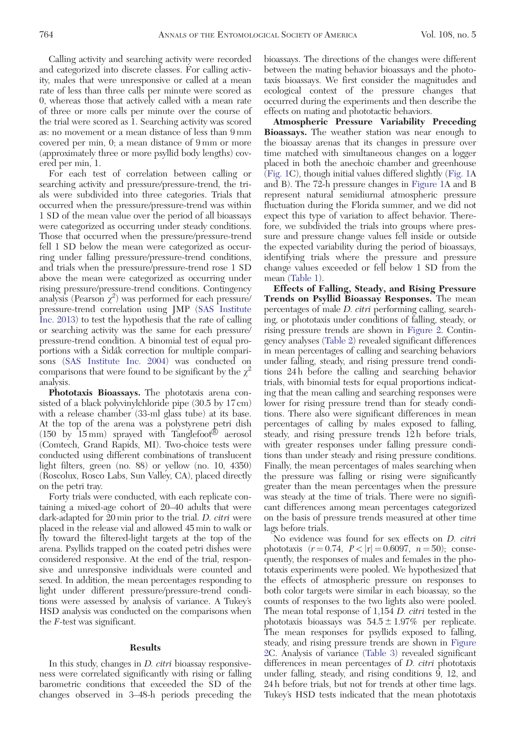Calling activity and searching activity were recorded and categorized into discrete classes. For calling activity, males that were unresponsive or called at a mean rate of less than three calls per minute were scored as 0, whereas those that actively called with a mean rate of three or more calls per minute over the course of the trial were scored as 1. Searching activity was scored as: no movement or a mean distance of less than 9 mm covered per min, 0; a mean distance of 9 mm or more (approximately three or more psyllid body lengths) covered per min, 1.

For each test of correlation between calling or searching activity and pressure/pressure-trend, the trials were subdivided into three categories. Trials that occurred when the pressure/pressure-trend was within 1 SD of the mean value over the period of all bioassays were categorized as occurring under steady conditions. Those that occurred when the pressure/pressure-trend fell 1 SD below the mean were categorized as occurring under falling pressure/pressure-trend conditions, and trials when the pressure/pressure-trend rose 1 SD above the mean were categorized as occurring under rising pressure/pressure-trend conditions. Contingency analysis (Pearson $\chi^2$) was performed for each pressure/pressure-trend correlation using JMP (SAS Institute Inc. 2013) to test the hypothesis that the rate of calling or searching activity was the same for each pressure/pressure-trend condition. A binomial test of equal proportions with a Šidák correction for multiple comparisons (SAS Institute Inc. 2004) was conducted on comparisons that were found to be significant by the $\chi^2$ analysis.

**Phototaxis Bioassays.** The phototaxis arena consisted of a black polyvinylchloride pipe (30.5 by 17 cm) with a release chamber (33-ml glass tube) at its base. At the top of the arena was a polystyrene petri dish (150 by 15 mm) sprayed with Tanglefoot® aerosol (Comtech, Grand Rapids, MI). Two-choice tests were conducted using different combinations of translucent light filters, green (no. 88) or yellow (no. 10, 4350) (Roscolux, Rosco Labs, Sun Valley, CA), placed directly on the petri tray.

Forty trials were conducted, with each replicate containing a mixed-age cohort of 20–40 adults that were dark-adapted for 20 min prior to the trial. *D. citri* were placed in the release vial and allowed 45 min to walk or fly toward the filtered-light targets at the top of the arena. Psyllids trapped on the coated petri dishes were considered responsive. At the end of the trial, responsive and unresponsive individuals were counted and sexed. In addition, the mean percentages responding to light under different pressure/pressure-trend conditions were assessed by analysis of variance. A Tukey's HSD analysis was conducted on the comparisons when the *F*-test was significant.

## Results

In this study, changes in *D. citri* bioassay responsiveness were correlated significantly with rising or falling barometric conditions that exceeded the SD of the changes observed in 3–48-h periods preceding the bioassays. The directions of the changes were different between the mating behavior bioassays and the phototaxis bioassays. We first consider the magnitudes and ecological context of the pressure changes that occurred during the experiments and then describe the effects on mating and phototactic behaviors.

**Atmospheric Pressure Variability Preceding Bioassays.** The weather station was near enough to the bioassay arenas that its changes in pressure over time matched with simultaneous changes on a logger placed in both the anechoic chamber and greenhouse (Fig. 1C), though initial values differed slightly (Fig. 1A and B). The 72-h pressure changes in Figure 1A and B represent natural semidiurnal atmospheric pressure fluctuation during the Florida summer, and we did not expect this type of variation to affect behavior. Therefore, we subdivided the trials into groups where pressure and pressure change values fell inside or outside the expected variability during the period of bioassays, identifying trials where the pressure and pressure change values exceeded or fell below 1 SD from the mean (Table 1).

**Effects of Falling, Steady, and Rising Pressure Trends on Psyllid Bioassay Responses.** The mean percentages of male *D. citri* performing calling, searching, or phototaxis under conditions of falling, steady, or rising pressure trends are shown in Figure 2. Contingency analyses (Table 2) revealed significant differences in mean percentages of calling and searching behaviors under falling, steady, and rising pressure trend conditions 24 h before the calling and searching behavior trials, with binomial tests for equal proportions indicating that the mean calling and searching responses were lower for rising pressure trend than for steady conditions. There also were significant differences in mean percentages of calling by males exposed to falling, steady, and rising pressure trends 12 h before trials, with greater responses under falling pressure conditions than under steady and rising pressure conditions. Finally, the mean percentages of males searching when the pressure was falling or rising were significantly greater than the mean percentages when the pressure was steady at the time of trials. There were no significant differences among mean percentages categorized on the basis of pressure trends measured at other time lags before trials.

No evidence was found for sex effects on *D. citri* phototaxis ($r = 0.74$, $P < |r| = 0.6097$, $n = 50$); consequently, the responses of males and females in the phototaxis experiments were pooled. We hypothesized that the effects of atmospheric pressure on responses to both color targets were similar in each bioassay, so the counts of responses to the two lights also were pooled. The mean total response of 1,154 *D. citri* tested in the phototaxis bioassays was $54.5 \pm 1.97\%$ per replicate. The mean responses for psyllids exposed to falling, steady, and rising pressure trends are shown in Figure 2C. Analysis of variance (Table 3) revealed significant differences in mean percentages of *D. citri* phototaxis under falling, steady, and rising conditions 9, 12, and 24 h before trials, but not for trends at other time lags. Tukey's HSD tests indicated that the mean phototaxis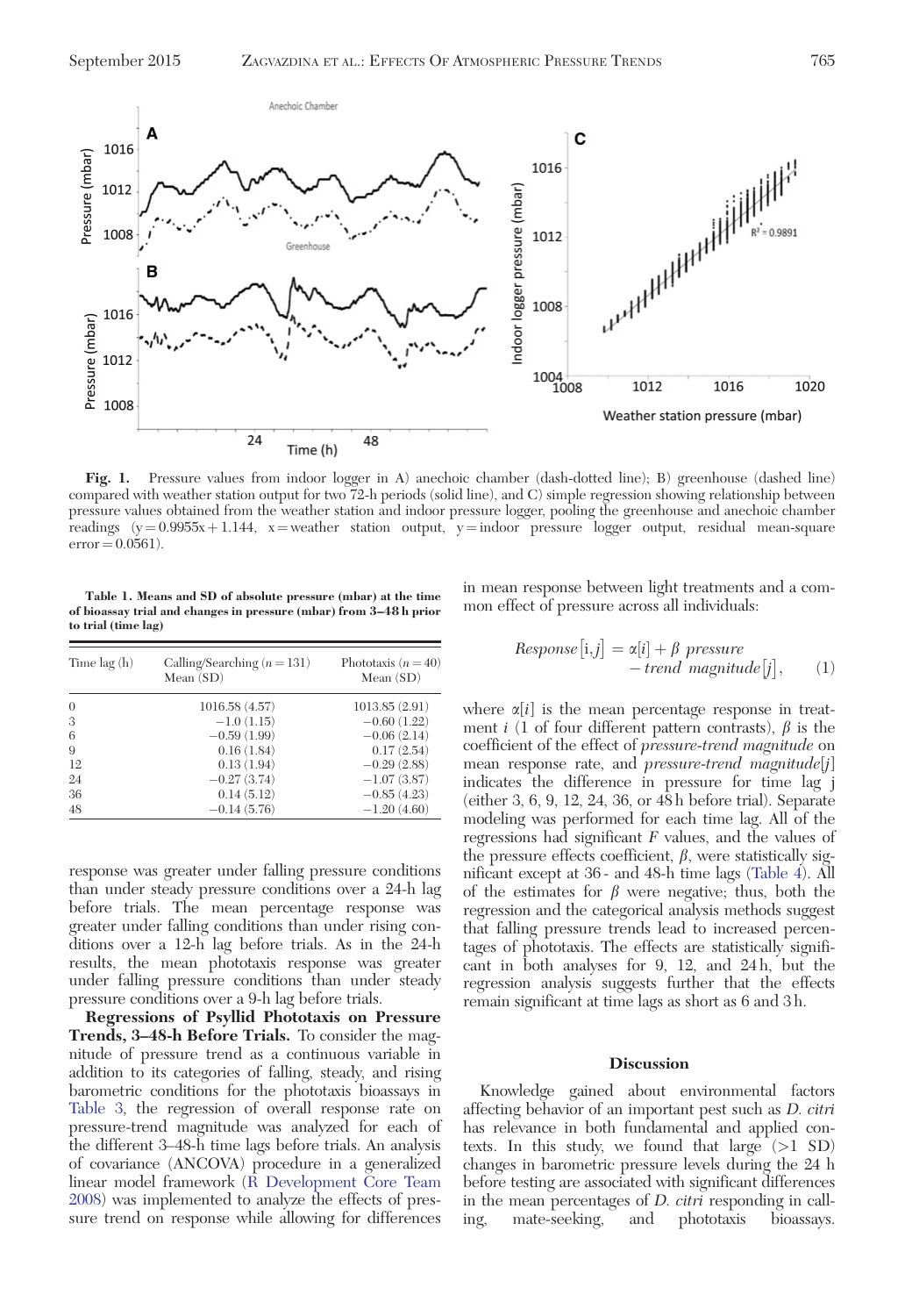Anechoic Chamber

A

1016

1012

1008

Greenhouse

B

1016

1012

1008

Pressure (mbar)

Pressure (mbar)

24

48

Time (h)

C

1016

1012

1008

1004

1008

1012

1016

1020

$R^2 = 0.9891$

Indoor logger pressure (mbar)

Weather station pressure (mbar)

**Fig. 1.** Pressure values from indoor logger in A) anechoic chamber (dash-dotted line); B) greenhouse (dashed line) compared with weather station output for two 72-h periods (solid line), and C) simple regression showing relationship between pressure values obtained from the weather station and indoor pressure logger, pooling the greenhouse and anechoic chamber readings ($y = 0.9955x + 1.144$, x = weather station output, y = indoor pressure logger output, residual mean-square error = 0.0561).

**Table 1. Means and SD of absolute pressure (mbar) at the time of bioassay trial and changes in pressure (mbar) from 3–48 h prior to trial (time lag)**

| Time lag (h) | Calling/Searching ($n = 131$) Mean (SD) | Phototaxis ($n = 40$) Mean (SD) |
|---|---|---|
| 0 | 1016.58 (4.57) | 1013.85 (2.91) |
| 3 | −1.0 (1.15) | −0.60 (1.22) |
| 6 | −0.59 (1.99) | −0.06 (2.14) |
| 9 | 0.16 (1.84) | 0.17 (2.54) |
| 12 | 0.13 (1.94) | −0.29 (2.88) |
| 24 | −0.27 (3.74) | −1.07 (3.87) |
| 36 | 0.14 (5.12) | −0.85 (4.23) |
| 48 | −0.14 (5.76) | −1.20 (4.60) |

response was greater under falling pressure conditions than under steady pressure conditions over a 24-h lag before trials. The mean percentage response was greater under falling conditions than under rising conditions over a 12-h lag before trials. As in the 24-h results, the mean phototaxis response was greater under falling pressure conditions than under steady pressure conditions over a 9-h lag before trials.

**Regressions of Psyllid Phototaxis on Pressure Trends, 3–48-h Before Trials.** To consider the magnitude of pressure trend as a continuous variable in addition to its categories of falling, steady, and rising barometric conditions for the phototaxis bioassays in Table 3, the regression of overall response rate on pressure-trend magnitude was analyzed for each of the different 3–48-h time lags before trials. An analysis of covariance (ANCOVA) procedure in a generalized linear model framework (R Development Core Team 2008) was implemented to analyze the effects of pressure trend on response while allowing for differences in mean response between light treatments and a common effect of pressure across all individuals:

$$Response[i,j] = \alpha[i] + \beta \; pressure - trend \; magnitude[j], \qquad (1)$$

where $\alpha[i]$ is the mean percentage response in treatment $i$ (1 of four different pattern contrasts), $\beta$ is the coefficient of the effect of *pressure-trend magnitude* on mean response rate, and *pressure-trend magnitude*[$j$] indicates the difference in pressure for time lag j (either 3, 6, 9, 12, 24, 36, or 48 h before trial). Separate modeling was performed for each time lag. All of the regressions had significant $F$ values, and the values of the pressure effects coefficient, $\beta$, were statistically significant except at 36- and 48-h time lags (Table 4). All of the estimates for $\beta$ were negative; thus, both the regression and the categorical analysis methods suggest that falling pressure trends lead to increased percentages of phototaxis. The effects are statistically significant in both analyses for 9, 12, and 24 h, but the regression analysis suggests further that the effects remain significant at time lags as short as 6 and 3 h.

## Discussion

Knowledge gained about environmental factors affecting behavior of an important pest such as *D. citri* has relevance in both fundamental and applied contexts. In this study, we found that large (>1 SD) changes in barometric pressure levels during the 24 h before testing are associated with significant differences in the mean percentages of *D. citri* responding in calling, mate-seeking, and phototaxis bioassays.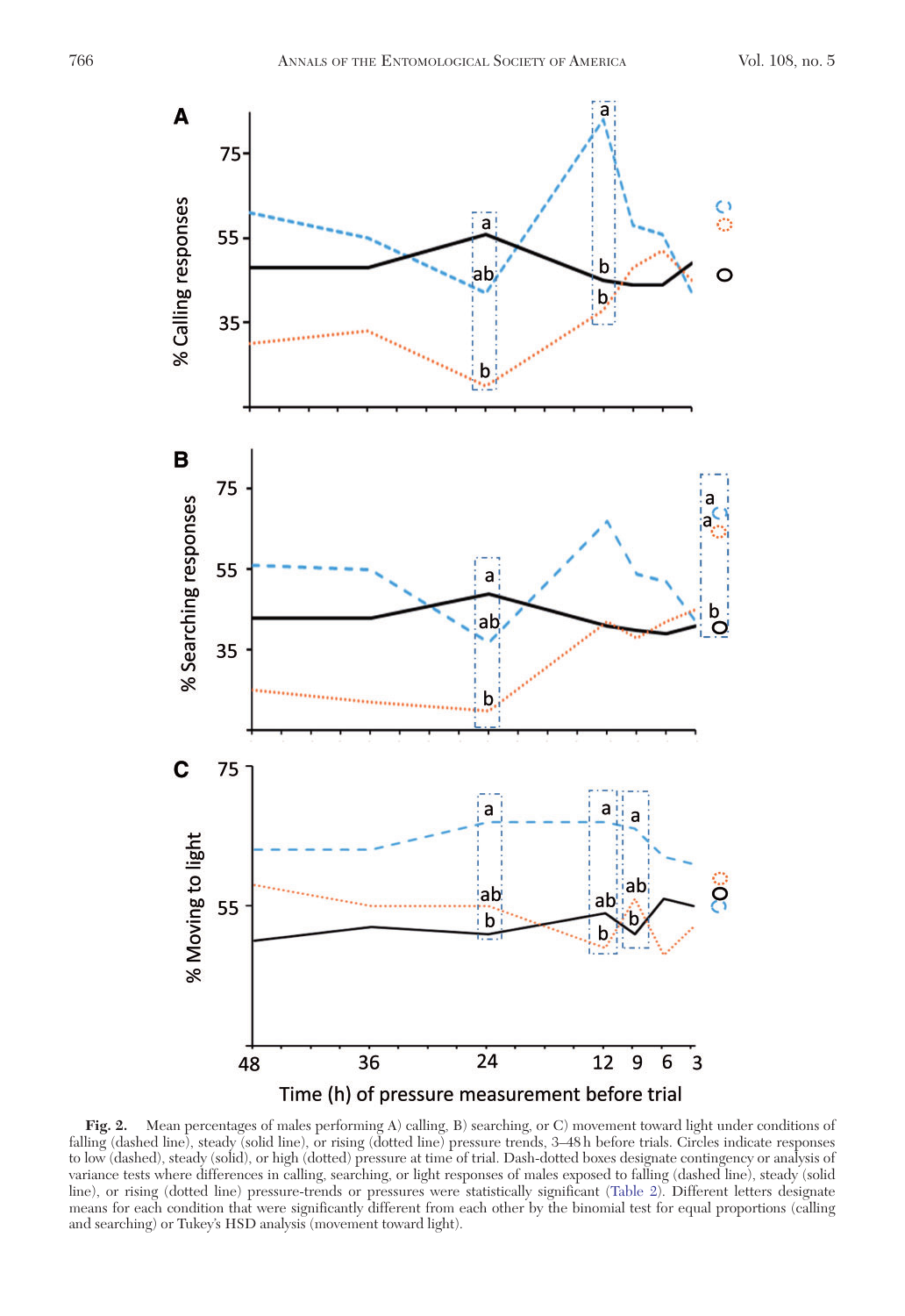A

% Calling responses

75

55

35

a

ab

b

a

b

b

B

% Searching responses

75

55

35

a

ab

b

a

a

b

C

% Moving to light

75

55

a

ab

b

a

ab

b

a

ab

b

48 36 24 12 9 6 3

Time (h) of pressure measurement before trial

**Fig. 2.** Mean percentages of males performing A) calling, B) searching, or C) movement toward light under conditions of falling (dashed line), steady (solid line), or rising (dotted line) pressure trends, 3–48 h before trials. Circles indicate responses to low (dashed), steady (solid), or high (dotted) pressure at time of trial. Dash-dotted boxes designate contingency or analysis of variance tests where differences in calling, searching, or light responses of males exposed to falling (dashed line), steady (solid line), or rising (dotted line) pressure-trends or pressures were statistically significant (Table 2). Different letters designate means for each condition that were significantly different from each other by the binomial test for equal proportions (calling and searching) or Tukey's HSD analysis (movement toward light).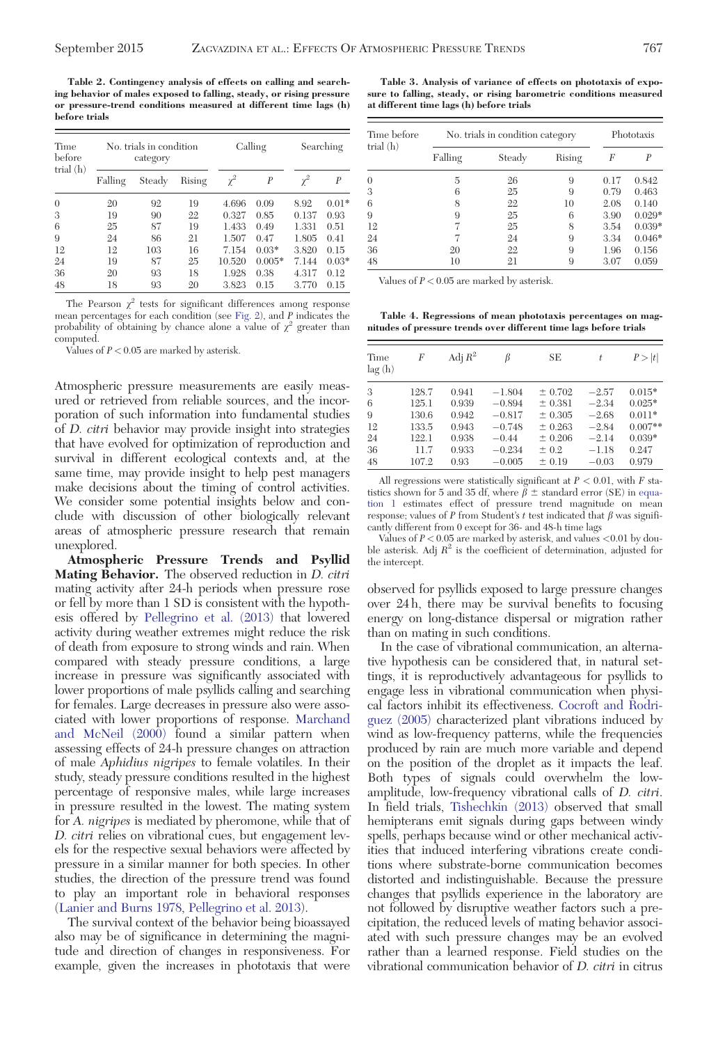**Table 2. Contingency analysis of effects on calling and searching behavior of males exposed to falling, steady, or rising pressure or pressure-trend conditions measured at different time lags (h) before trials**

| Time before trial (h) | No. trials in condition category | | | Calling | | Searching | |
|---|---|---|---|---|---|---|---|
| | Falling | Steady | Rising | $\chi^2$ | $P$ | $\chi^2$ | $P$ |
| 0 | 20 | 92 | 19 | 4.696 | 0.09 | 8.92 | 0.01* |
| 3 | 19 | 90 | 22 | 0.327 | 0.85 | 0.137 | 0.93 |
| 6 | 25 | 87 | 19 | 1.433 | 0.49 | 1.331 | 0.51 |
| 9 | 24 | 86 | 21 | 1.507 | 0.47 | 1.805 | 0.41 |
| 12 | 12 | 103 | 16 | 7.154 | 0.03* | 3.820 | 0.15 |
| 24 | 19 | 87 | 25 | 10.520 | 0.005* | 7.144 | 0.03* |
| 36 | 20 | 93 | 18 | 1.928 | 0.38 | 4.317 | 0.12 |
| 48 | 18 | 93 | 20 | 3.823 | 0.15 | 3.770 | 0.15 |

The Pearson $\chi^2$ tests for significant differences among response mean percentages for each condition (see Fig. 2), and $P$ indicates the probability of obtaining by chance alone a value of $\chi^2$ greater than computed.

Values of $P < 0.05$ are marked by asterisk.

**Table 3. Analysis of variance of effects on phototaxis of exposure to falling, steady, or rising barometric conditions measured at different time lags (h) before trials**

| Time before trial (h) | No. trials in condition category | | | Phototaxis | |
|---|---|---|---|---|---|
| | Falling | Steady | Rising | $F$ | $P$ |
| 0 | 5 | 26 | 9 | 0.17 | 0.842 |
| 3 | 6 | 25 | 9 | 0.79 | 0.463 |
| 6 | 8 | 22 | 10 | 2.08 | 0.140 |
| 9 | 9 | 25 | 6 | 3.90 | 0.029* |
| 12 | 7 | 25 | 8 | 3.54 | 0.039* |
| 24 | 7 | 24 | 9 | 3.34 | 0.046* |
| 36 | 20 | 22 | 9 | 1.96 | 0.156 |
| 48 | 10 | 21 | 9 | 3.07 | 0.059 |

Values of $P < 0.05$ are marked by asterisk.

**Table 4. Regressions of mean phototaxis percentages on magnitudes of pressure trends over different time lags before trials**

| Time lag (h) | $F$ | Adj $R^2$ | $\beta$ | SE | $t$ | $P > \|t\|$ |
|---|---|---|---|---|---|---|
| 3 | 128.7 | 0.941 | −1.804 | ± 0.702 | −2.57 | 0.015* |
| 6 | 125.1 | 0.939 | −0.894 | ± 0.381 | −2.34 | 0.025* |
| 9 | 130.6 | 0.942 | −0.817 | ± 0.305 | −2.68 | 0.011* |
| 12 | 133.5 | 0.943 | −0.748 | ± 0.263 | −2.84 | 0.007** |
| 24 | 122.1 | 0.938 | −0.44 | ± 0.206 | −2.14 | 0.039* |
| 36 | 11.7 | 0.933 | −0.234 | ± 0.2 | −1.18 | 0.247 |
| 48 | 107.2 | 0.93 | −0.005 | ± 0.19 | −0.03 | 0.979 |

All regressions were statistically significant at $P < 0.01$, with $F$ statistics shown for 5 and 35 df, where $\beta \pm$ standard error (SE) in equation 1 estimates effect of pressure trend magnitude on mean response; values of $P$ from Student's $t$ test indicated that $\beta$ was significantly different from 0 except for 36- and 48-h time lags

Values of $P < 0.05$ are marked by asterisk, and values <0.01 by double asterisk. Adj $R^2$ is the coefficient of determination, adjusted for the intercept.

Atmospheric pressure measurements are easily measured or retrieved from reliable sources, and the incorporation of such information into fundamental studies of *D. citri* behavior may provide insight into strategies that have evolved for optimization of reproduction and survival in different ecological contexts and, at the same time, may provide insight to help pest managers make decisions about the timing of control activities. We consider some potential insights below and conclude with discussion of other biologically relevant areas of atmospheric pressure research that remain unexplored.

**Atmospheric Pressure Trends and Psyllid Mating Behavior.** The observed reduction in *D. citri* mating activity after 24-h periods when pressure rose or fell by more than 1 SD is consistent with the hypothesis offered by Pellegrino et al. (2013) that lowered activity during weather extremes might reduce the risk of death from exposure to strong winds and rain. When compared with steady pressure conditions, a large increase in pressure was significantly associated with lower proportions of male psyllids calling and searching for females. Large decreases in pressure also were associated with lower proportions of response. Marchand and McNeil (2000) found a similar pattern when assessing effects of 24-h pressure changes on attraction of male *Aphidius nigripes* to female volatiles. In their study, steady pressure conditions resulted in the highest percentage of responsive males, while large increases in pressure resulted in the lowest. The mating system for *A. nigripes* is mediated by pheromone, while that of *D. citri* relies on vibrational cues, but engagement levels for the respective sexual behaviors were affected by pressure in a similar manner for both species. In other studies, the direction of the pressure trend was found to play an important role in behavioral responses (Lanier and Burns 1978, Pellegrino et al. 2013).

The survival context of the behavior being bioassayed also may be of significance in determining the magnitude and direction of changes in responsiveness. For example, given the increases in phototaxis that were observed for psyllids exposed to large pressure changes over 24 h, there may be survival benefits to focusing energy on long-distance dispersal or migration rather than on mating in such conditions.

In the case of vibrational communication, an alternative hypothesis can be considered that, in natural settings, it is reproductively advantageous for psyllids to engage less in vibrational communication when physical factors inhibit its effectiveness. Cocroft and Rodriguez (2005) characterized plant vibrations induced by wind as low-frequency patterns, while the frequencies produced by rain are much more variable and depend on the position of the droplet as it impacts the leaf. Both types of signals could overwhelm the low-amplitude, low-frequency vibrational calls of *D. citri*. In field trials, Tishechkin (2013) observed that small hemipterans emit signals during gaps between windy spells, perhaps because wind or other mechanical activities that induced interfering vibrations create conditions where substrate-borne communication becomes distorted and indistinguishable. Because the pressure changes that psyllids experience in the laboratory are not followed by disruptive weather factors such a precipitation, the reduced levels of mating behavior associated with such pressure changes may be an evolved rather than a learned response. Field studies on the vibrational communication behavior of *D. citri* in citrus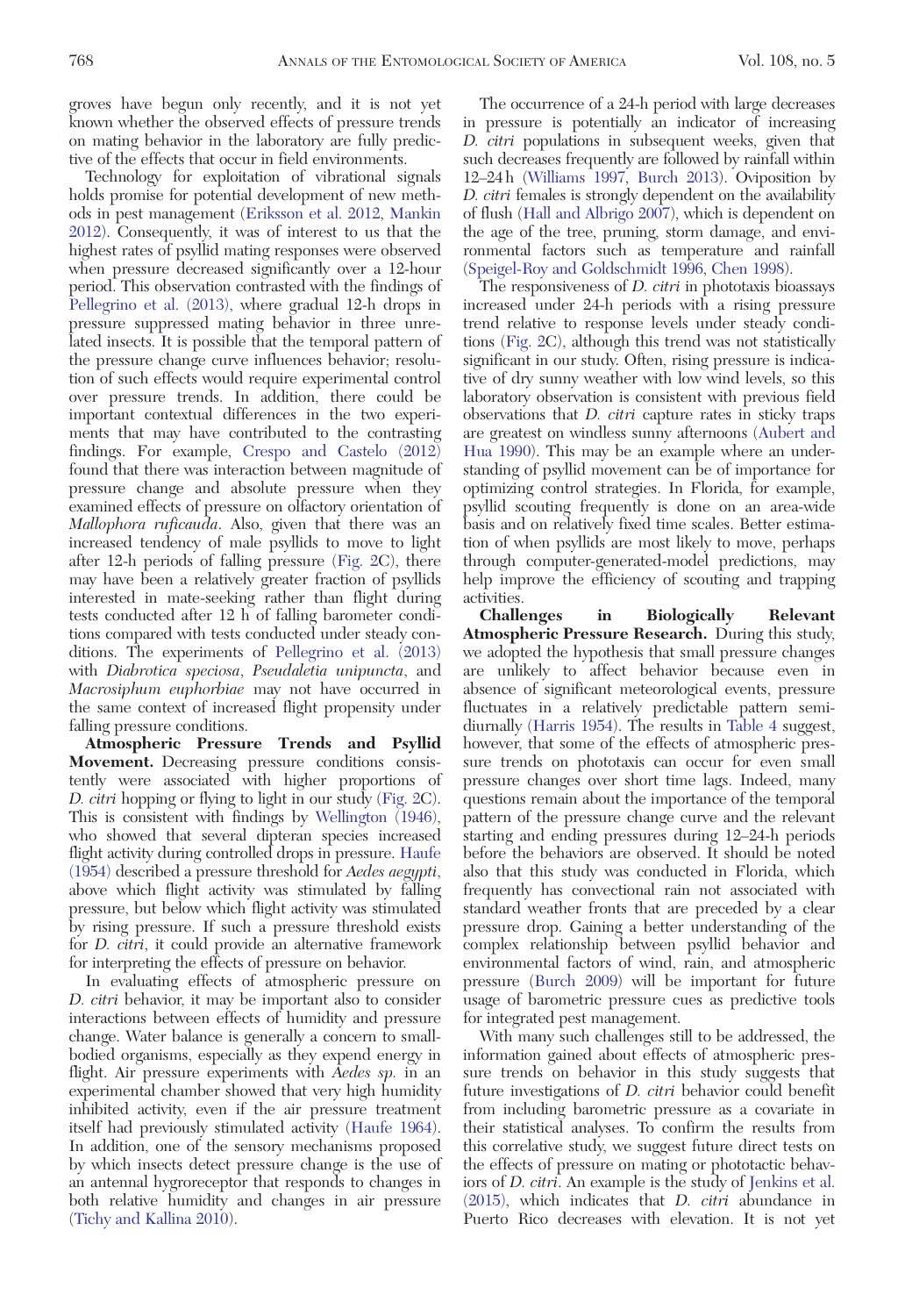groves have begun only recently, and it is not yet known whether the observed effects of pressure trends on mating behavior in the laboratory are fully predictive of the effects that occur in field environments.

Technology for exploitation of vibrational signals holds promise for potential development of new methods in pest management (Eriksson et al. 2012, Mankin 2012). Consequently, it was of interest to us that the highest rates of psyllid mating responses were observed when pressure decreased significantly over a 12-hour period. This observation contrasted with the findings of Pellegrino et al. (2013), where gradual 12-h drops in pressure suppressed mating behavior in three unrelated insects. It is possible that the temporal pattern of the pressure change curve influences behavior; resolution of such effects would require experimental control over pressure trends. In addition, there could be important contextual differences in the two experiments that may have contributed to the contrasting findings. For example, Crespo and Castelo (2012) found that there was interaction between magnitude of pressure change and absolute pressure when they examined effects of pressure on olfactory orientation of *Mallophora ruficauda*. Also, given that there was an increased tendency of male psyllids to move to light after 12-h periods of falling pressure (Fig. 2C), there may have been a relatively greater fraction of psyllids interested in mate-seeking rather than flight during tests conducted after 12 h of falling barometer conditions compared with tests conducted under steady conditions. The experiments of Pellegrino et al. (2013) with *Diabrotica speciosa*, *Pseudaletia unipuncta*, and *Macrosiphum euphorbiae* may not have occurred in the same context of increased flight propensity under falling pressure conditions.

**Atmospheric Pressure Trends and Psyllid Movement.** Decreasing pressure conditions consistently were associated with higher proportions of *D. citri* hopping or flying to light in our study (Fig. 2C). This is consistent with findings by Wellington (1946), who showed that several dipteran species increased flight activity during controlled drops in pressure. Haufe (1954) described a pressure threshold for *Aedes aegypti*, above which flight activity was stimulated by falling pressure, but below which flight activity was stimulated by rising pressure. If such a pressure threshold exists for *D. citri*, it could provide an alternative framework for interpreting the effects of pressure on behavior.

In evaluating effects of atmospheric pressure on *D. citri* behavior, it may be important also to consider interactions between effects of humidity and pressure change. Water balance is generally a concern to small-bodied organisms, especially as they expend energy in flight. Air pressure experiments with *Aedes sp.* in an experimental chamber showed that very high humidity inhibited activity, even if the air pressure treatment itself had previously stimulated activity (Haufe 1964). In addition, one of the sensory mechanisms proposed by which insects detect pressure change is the use of an antennal hygroreceptor that responds to changes in both relative humidity and changes in air pressure (Tichy and Kallina 2010).

The occurrence of a 24-h period with large decreases in pressure is potentially an indicator of increasing *D. citri* populations in subsequent weeks, given that such decreases frequently are followed by rainfall within 12–24 h (Williams 1997, Burch 2013). Oviposition by *D. citri* females is strongly dependent on the availability of flush (Hall and Albrigo 2007), which is dependent on the age of the tree, pruning, storm damage, and environmental factors such as temperature and rainfall (Speigel-Roy and Goldschmidt 1996, Chen 1998).

The responsiveness of *D. citri* in phototaxis bioassays increased under 24-h periods with a rising pressure trend relative to response levels under steady conditions (Fig. 2C), although this trend was not statistically significant in our study. Often, rising pressure is indicative of dry sunny weather with low wind levels, so this laboratory observation is consistent with previous field observations that *D. citri* capture rates in sticky traps are greatest on windless sunny afternoons (Aubert and Hua 1990). This may be an example where an understanding of psyllid movement can be of importance for optimizing control strategies. In Florida, for example, psyllid scouting frequently is done on an area-wide basis and on relatively fixed time scales. Better estimation of when psyllids are most likely to move, perhaps through computer-generated-model predictions, may help improve the efficiency of scouting and trapping activities.

**Challenges in Biologically Relevant Atmospheric Pressure Research.** During this study, we adopted the hypothesis that small pressure changes are unlikely to affect behavior because even in absence of significant meteorological events, pressure fluctuates in a relatively predictable pattern semi-diurnally (Harris 1954). The results in Table 4 suggest, however, that some of the effects of atmospheric pressure trends on phototaxis can occur for even small pressure changes over short time lags. Indeed, many questions remain about the importance of the temporal pattern of the pressure change curve and the relevant starting and ending pressures during 12–24-h periods before the behaviors are observed. It should be noted also that this study was conducted in Florida, which frequently has convectional rain not associated with standard weather fronts that are preceded by a clear pressure drop. Gaining a better understanding of the complex relationship between psyllid behavior and environmental factors of wind, rain, and atmospheric pressure (Burch 2009) will be important for future usage of barometric pressure cues as predictive tools for integrated pest management.

With many such challenges still to be addressed, the information gained about effects of atmospheric pressure trends on behavior in this study suggests that future investigations of *D. citri* behavior could benefit from including barometric pressure as a covariate in their statistical analyses. To confirm the results from this correlative study, we suggest future direct tests on the effects of pressure on mating or phototactic behaviors of *D. citri*. An example is the study of Jenkins et al. (2015), which indicates that *D. citri* abundance in Puerto Rico decreases with elevation. It is not yet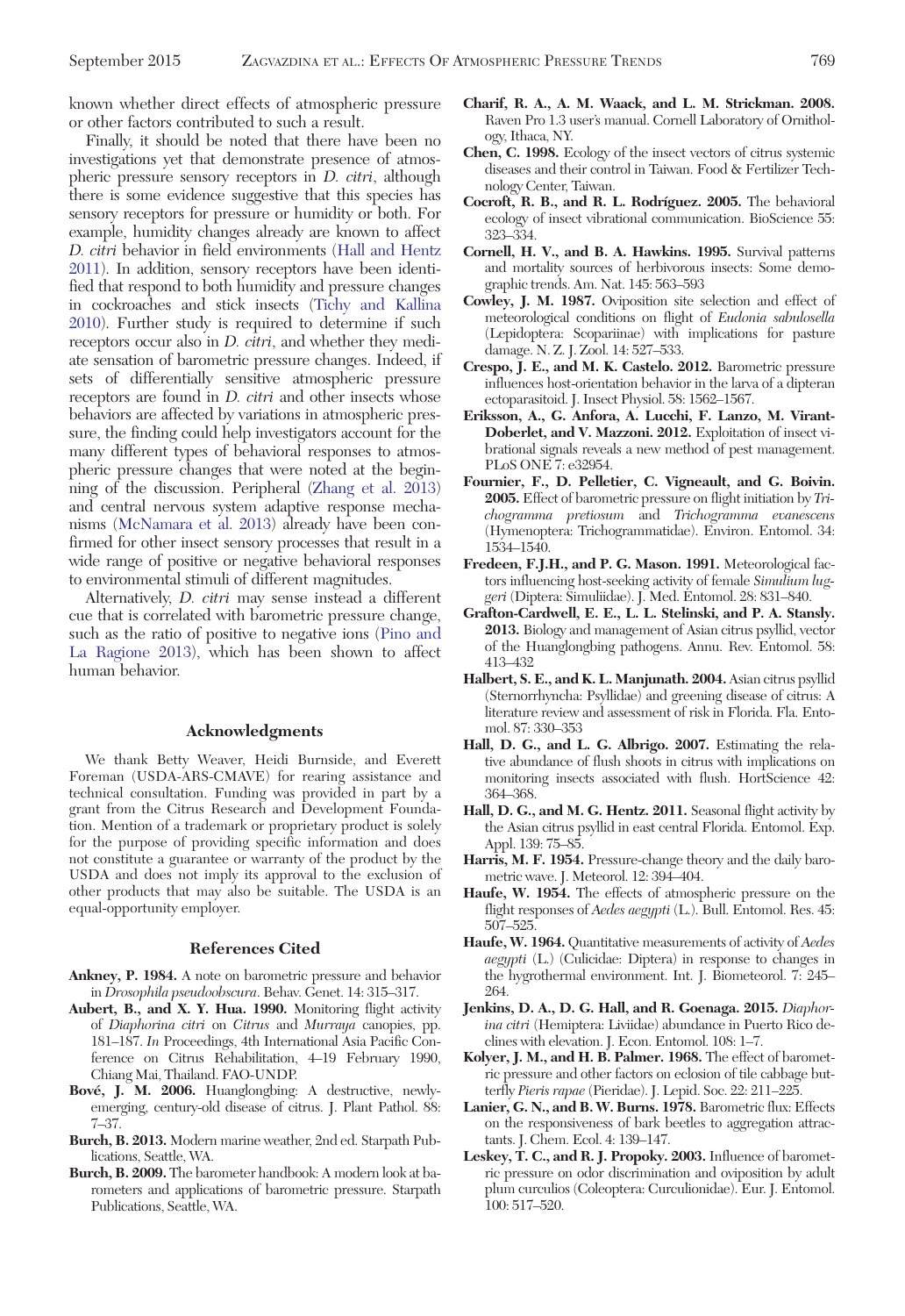known whether direct effects of atmospheric pressure or other factors contributed to such a result.

Finally, it should be noted that there have been no investigations yet that demonstrate presence of atmospheric pressure sensory receptors in *D. citri*, although there is some evidence suggestive that this species has sensory receptors for pressure or humidity or both. For example, humidity changes already are known to affect *D. citri* behavior in field environments (Hall and Hentz 2011). In addition, sensory receptors have been identified that respond to both humidity and pressure changes in cockroaches and stick insects (Tichy and Kallina 2010). Further study is required to determine if such receptors occur also in *D. citri*, and whether they mediate sensation of barometric pressure changes. Indeed, if sets of differentially sensitive atmospheric pressure receptors are found in *D. citri* and other insects whose behaviors are affected by variations in atmospheric pressure, the finding could help investigators account for the many different types of behavioral responses to atmospheric pressure changes that were noted at the beginning of the discussion. Peripheral (Zhang et al. 2013) and central nervous system adaptive response mechanisms (McNamara et al. 2013) already have been confirmed for other insect sensory processes that result in a wide range of positive or negative behavioral responses to environmental stimuli of different magnitudes.

Alternatively, *D. citri* may sense instead a different cue that is correlated with barometric pressure change, such as the ratio of positive to negative ions (Pino and La Ragione 2013), which has been shown to affect human behavior.

## Acknowledgments

We thank Betty Weaver, Heidi Burnside, and Everett Foreman (USDA-ARS-CMAVE) for rearing assistance and technical consultation. Funding was provided in part by a grant from the Citrus Research and Development Foundation. Mention of a trademark or proprietary product is solely for the purpose of providing specific information and does not constitute a guarantee or warranty of the product by the USDA and does not imply its approval to the exclusion of other products that may also be suitable. The USDA is an equal-opportunity employer.

## References Cited

**Ankney, P. 1984.** A note on barometric pressure and behavior in *Drosophila pseudoobscura*. Behav. Genet. 14: 315–317.

**Aubert, B., and X. Y. Hua. 1990.** Monitoring flight activity of *Diaphorina citri* on *Citrus* and *Murraya* canopies, pp. 181–187. *In* Proceedings, 4th International Asia Pacific Conference on Citrus Rehabilitation, 4–19 February 1990, Chiang Mai, Thailand. FAO-UNDP.

**Bové, J. M. 2006.** Huanglongbing: A destructive, newly-emerging, century-old disease of citrus. J. Plant Pathol. 88: 7–37.

**Burch, B. 2013.** Modern marine weather, 2nd ed. Starpath Publications, Seattle, WA.

**Burch, B. 2009.** The barometer handbook: A modern look at barometers and applications of barometric pressure. Starpath Publications, Seattle, WA.

**Charif, R. A., A. M. Waack, and L. M. Strickman. 2008.** Raven Pro 1.3 user's manual. Cornell Laboratory of Ornithology, Ithaca, NY.

**Chen, C. 1998.** Ecology of the insect vectors of citrus systemic diseases and their control in Taiwan. Food & Fertilizer Technology Center, Taiwan.

**Cocroft, R. B., and R. L. Rodríguez. 2005.** The behavioral ecology of insect vibrational communication. BioScience 55: 323–334.

**Cornell, H. V., and B. A. Hawkins. 1995.** Survival patterns and mortality sources of herbivorous insects: Some demographic trends. Am. Nat. 145: 563–593

**Cowley, J. M. 1987.** Oviposition site selection and effect of meteorological conditions on flight of *Eudonia sabulosella* (Lepidoptera: Scopariinae) with implications for pasture damage. N. Z. J. Zool. 14: 527–533.

**Crespo, J. E., and M. K. Castelo. 2012.** Barometric pressure influences host-orientation behavior in the larva of a dipteran ectoparasitoid. J. Insect Physiol. 58: 1562–1567.

**Eriksson, A., G. Anfora, A. Lucchi, F. Lanzo, M. Virant-Doberlet, and V. Mazzoni. 2012.** Exploitation of insect vibrational signals reveals a new method of pest management. PLoS ONE 7: e32954.

**Fournier, F., D. Pelletier, C. Vigneault, and G. Boivin. 2005.** Effect of barometric pressure on flight initiation by *Trichogramma pretiosum* and *Trichogramma evanescens* (Hymenoptera: Trichogrammatidae). Environ. Entomol. 34: 1534–1540.

**Fredeen, F.J.H., and P. G. Mason. 1991.** Meteorological factors influencing host-seeking activity of female *Simulium luggeri* (Diptera: Simuliidae). J. Med. Entomol. 28: 831–840.

**Grafton-Cardwell, E. E., L. L. Stelinski, and P. A. Stansly. 2013.** Biology and management of Asian citrus psyllid, vector of the Huanglongbing pathogens. Annu. Rev. Entomol. 58: 413–432

**Halbert, S. E., and K. L. Manjunath. 2004.** Asian citrus psyllid (Sternorrhyncha: Psyllidae) and greening disease of citrus: A literature review and assessment of risk in Florida. Fla. Entomol. 87: 330–353

**Hall, D. G., and L. G. Albrigo. 2007.** Estimating the relative abundance of flush shoots in citrus with implications on monitoring insects associated with flush. HortScience 42: 364–368.

**Hall, D. G., and M. G. Hentz. 2011.** Seasonal flight activity by the Asian citrus psyllid in east central Florida. Entomol. Exp. Appl. 139: 75–85.

**Harris, M. F. 1954.** Pressure-change theory and the daily barometric wave. J. Meteorol. 12: 394–404.

**Haufe, W. 1954.** The effects of atmospheric pressure on the flight responses of *Aedes aegypti* (L.). Bull. Entomol. Res. 45: 507–525.

**Haufe, W. 1964.** Quantitative measurements of activity of *Aedes aegypti* (L.) (Culicidae: Diptera) in response to changes in the hygrothermal environment. Int. J. Biometeorol. 7: 245–264.

**Jenkins, D. A., D. G. Hall, and R. Goenaga. 2015.** *Diaphorina citri* (Hemiptera: Liviidae) abundance in Puerto Rico declines with elevation. J. Econ. Entomol. 108: 1–7.

**Kolyer, J. M., and H. B. Palmer. 1968.** The effect of barometric pressure and other factors on eclosion of tile cabbage butterfly *Pieris rapae* (Pieridae). J. Lepid. Soc. 22: 211–225.

**Lanier, G. N., and B. W. Burns. 1978.** Barometric flux: Effects on the responsiveness of bark beetles to aggregation attractants. J. Chem. Ecol. 4: 139–147.

**Leskey, T. C., and R. J. Propoky. 2003.** Influence of barometric pressure on odor discrimination and oviposition by adult plum curculios (Coleoptera: Curculionidae). Eur. J. Entomol. 100: 517–520.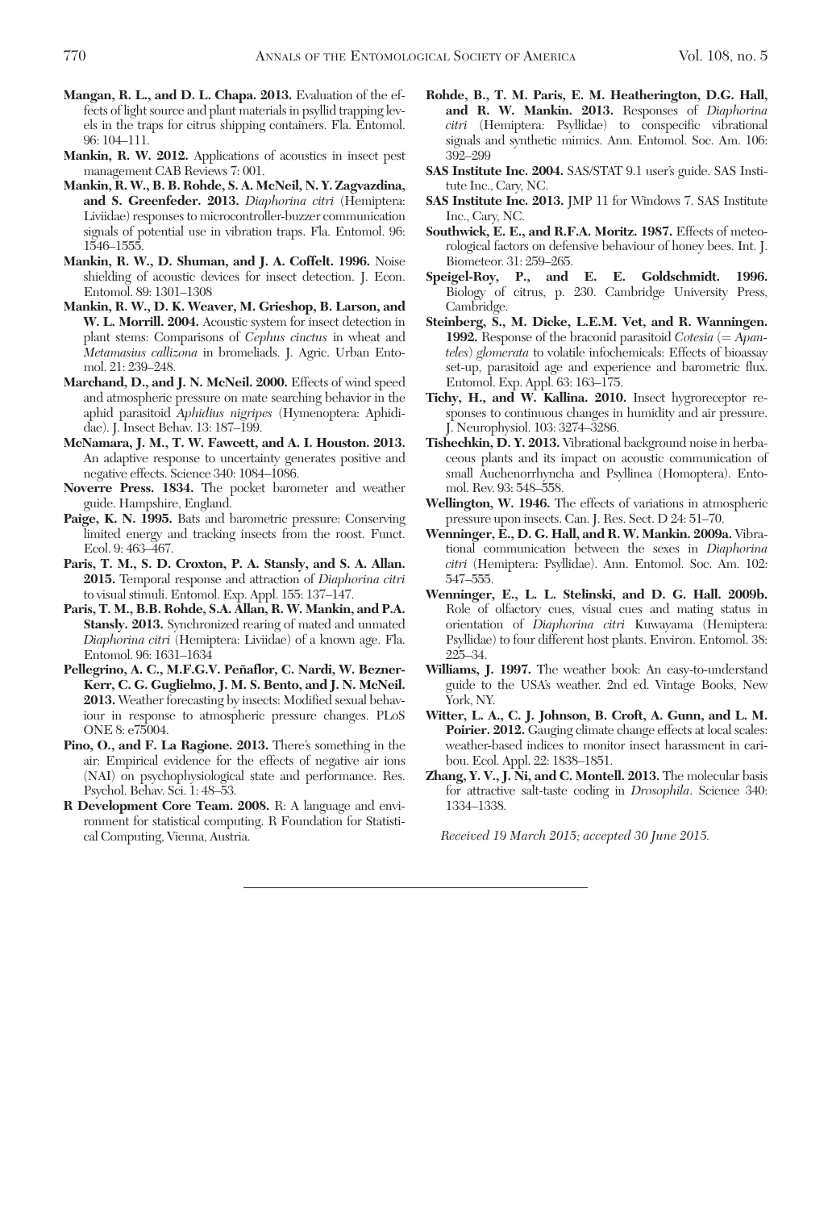**Mangan, R. L., and D. L. Chapa. 2013.** Evaluation of the effects of light source and plant materials in psyllid trapping levels in the traps for citrus shipping containers. Fla. Entomol. 96: 104–111.

**Mankin, R. W. 2012.** Applications of acoustics in insect pest management CAB Reviews 7: 001.

**Mankin, R. W., B. B. Rohde, S. A. McNeil, N. Y. Zagvazdina, and S. Greenfeder. 2013.** *Diaphorina citri* (Hemiptera: Liviidae) responses to microcontroller-buzzer communication signals of potential use in vibration traps. Fla. Entomol. 96: 1546–1555.

**Mankin, R. W., D. Shuman, and J. A. Coffelt. 1996.** Noise shielding of acoustic devices for insect detection. J. Econ. Entomol. 89: 1301–1308

**Mankin, R. W., D. K. Weaver, M. Grieshop, B. Larson, and W. L. Morrill. 2004.** Acoustic system for insect detection in plant stems: Comparisons of *Cephus cinctus* in wheat and *Metamasius callizona* in bromeliads. J. Agric. Urban Entomol. 21: 239–248.

**Marchand, D., and J. N. McNeil. 2000.** Effects of wind speed and atmospheric pressure on mate searching behavior in the aphid parasitoid *Aphidius nigripes* (Hymenoptera: Aphididae). J. Insect Behav. 13: 187–199.

**McNamara, J. M., T. W. Fawcett, and A. I. Houston. 2013.** An adaptive response to uncertainty generates positive and negative effects. Science 340: 1084–1086.

**Noverre Press. 1834.** The pocket barometer and weather guide. Hampshire, England.

**Paige, K. N. 1995.** Bats and barometric pressure: Conserving limited energy and tracking insects from the roost. Funct. Ecol. 9: 463–467.

**Paris, T. M., S. D. Croxton, P. A. Stansly, and S. A. Allan. 2015.** Temporal response and attraction of *Diaphorina citri* to visual stimuli. Entomol. Exp. Appl. 155: 137–147.

**Paris, T. M., B.B. Rohde, S.A. Allan, R. W. Mankin, and P.A. Stansly. 2013.** Synchronized rearing of mated and unmated *Diaphorina citri* (Hemiptera: Liviidae) of a known age. Fla. Entomol. 96: 1631–1634

**Pellegrino, A. C., M.F.G.V. Peñaflor, C. Nardi, W. Bezner-Kerr, C. G. Guglielmo, J. M. S. Bento, and J. N. McNeil. 2013.** Weather forecasting by insects: Modified sexual behaviour in response to atmospheric pressure changes. PLoS ONE 8: e75004.

**Pino, O., and F. La Ragione. 2013.** There's something in the air: Empirical evidence for the effects of negative air ions (NAI) on psychophysiological state and performance. Res. Psychol. Behav. Sci. 1: 48–53.

**R Development Core Team. 2008.** R: A language and environment for statistical computing. R Foundation for Statistical Computing, Vienna, Austria.

**Rohde, B., T. M. Paris, E. M. Heatherington, D.G. Hall, and R. W. Mankin. 2013.** Responses of *Diaphorina citri* (Hemiptera: Psyllidae) to conspecific vibrational signals and synthetic mimics. Ann. Entomol. Soc. Am. 106: 392–299

**SAS Institute Inc. 2004.** SAS/STAT 9.1 user's guide. SAS Institute Inc., Cary, NC.

**SAS Institute Inc. 2013.** JMP 11 for Windows 7. SAS Institute Inc., Cary, NC.

**Southwick, E. E., and R.F.A. Moritz. 1987.** Effects of meteorological factors on defensive behaviour of honey bees. Int. J. Biometeor. 31: 259–265.

**Speigel-Roy, P., and E. E. Goldschmidt. 1996.** Biology of citrus, p. 230. Cambridge University Press, Cambridge.

**Steinberg, S., M. Dicke, L.E.M. Vet, and R. Wanningen. 1992.** Response of the braconid parasitoid *Cotesia* (= *Apanteles*) *glomerata* to volatile infochemicals: Effects of bioassay set-up, parasitoid age and experience and barometric flux. Entomol. Exp. Appl. 63: 163–175.

**Tichy, H., and W. Kallina. 2010.** Insect hygroreceptor responses to continuous changes in humidity and air pressure. J. Neurophysiol. 103: 3274–3286.

**Tishechkin, D. Y. 2013.** Vibrational background noise in herbaceous plants and its impact on acoustic communication of small Auchenorrhyncha and Psyllinea (Homoptera). Entomol. Rev. 93: 548–558.

**Wellington, W. 1946.** The effects of variations in atmospheric pressure upon insects. Can. J. Res. Sect. D 24: 51–70.

**Wenninger, E., D. G. Hall, and R. W. Mankin. 2009a.** Vibrational communication between the sexes in *Diaphorina citri* (Hemiptera: Psyllidae). Ann. Entomol. Soc. Am. 102: 547–555.

**Wenninger, E., L. L. Stelinski, and D. G. Hall. 2009b.** Role of olfactory cues, visual cues and mating status in orientation of *Diaphorina citri* Kuwayama (Hemiptera: Psyllidae) to four different host plants. Environ. Entomol. 38: 225–34.

**Williams, J. 1997.** The weather book: An easy-to-understand guide to the USA's weather. 2nd ed. Vintage Books, New York, NY.

**Witter, L. A., C. J. Johnson, B. Croft, A. Gunn, and L. M. Poirier. 2012.** Gauging climate change effects at local scales: weather-based indices to monitor insect harassment in caribou. Ecol. Appl. 22: 1838–1851.

**Zhang, Y. V., J. Ni, and C. Montell. 2013.** The molecular basis for attractive salt-taste coding in *Drosophila*. Science 340: 1334–1338.

*Received 19 March 2015; accepted 30 June 2015.*